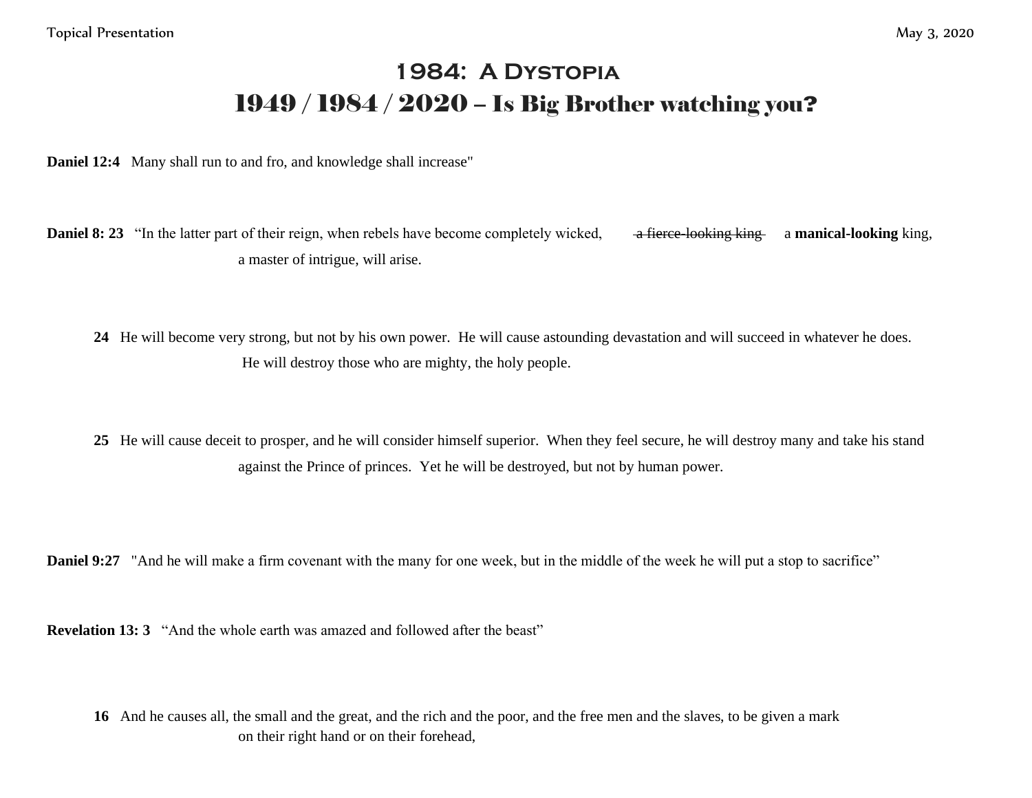Topical Presentation May 3, 2020

# 1984: A Dystopia

## 1949 / 1984 / 2020 – Is Big Brother watching you?

**Daniel 12:4** Many shall run to and fro, and knowledge shall increase"

**Daniel 8: 23** "In the latter part of their reign, when rebels have become completely wicked, ~~a fierce-looking king~~ a **manical-looking** king, a master of intrigue, will arise.

**24** He will become very strong, but not by his own power. He will cause astounding devastation and will succeed in whatever he does. He will destroy those who are mighty, the holy people.

**25** He will cause deceit to prosper, and he will consider himself superior. When they feel secure, he will destroy many and take his stand against the Prince of princes. Yet he will be destroyed, but not by human power.

**Daniel 9:27** "And he will make a firm covenant with the many for one week, but in the middle of the week he will put a stop to sacrifice"

**Revelation 13: 3** "And the whole earth was amazed and followed after the beast"

**16** And he causes all, the small and the great, and the rich and the poor, and the free men and the slaves, to be given a mark on their right hand or on their forehead,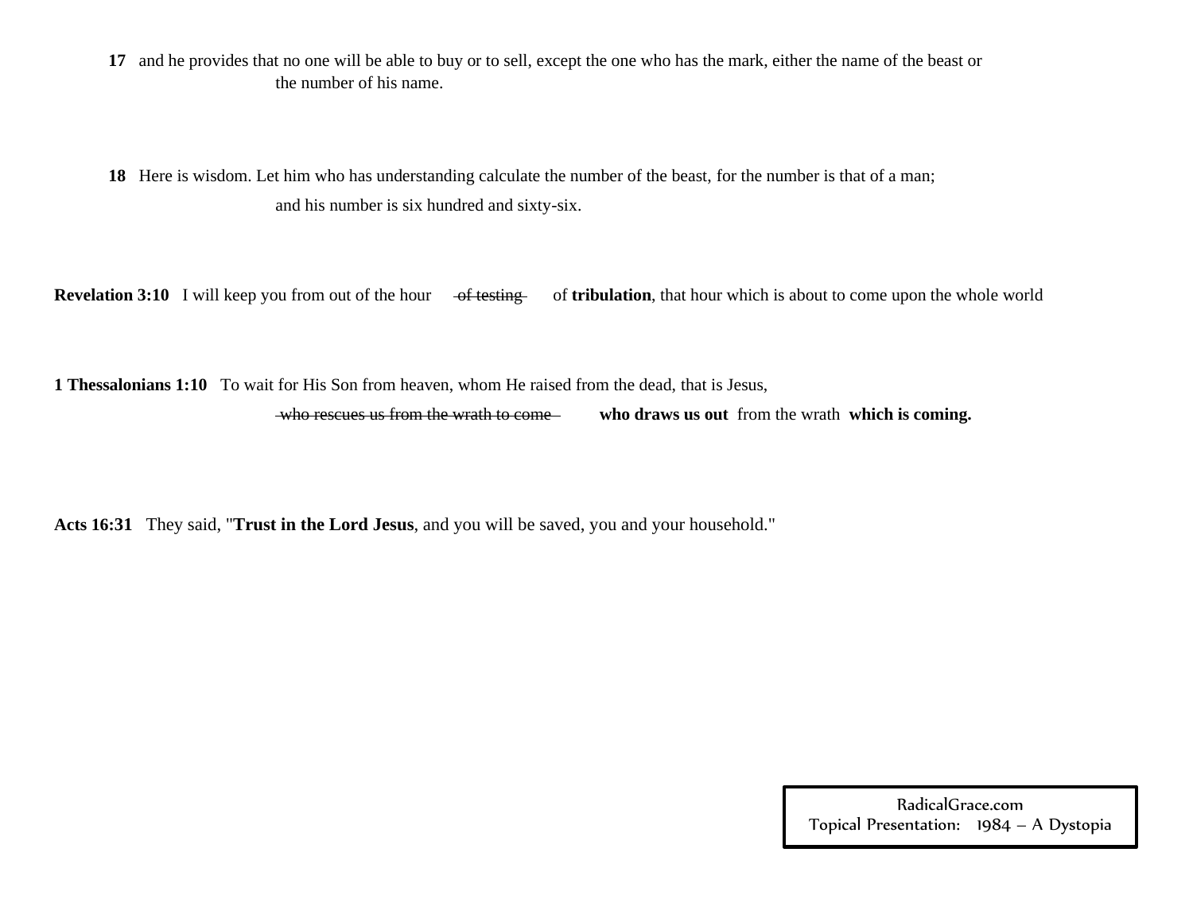**17** and he provides that no one will be able to buy or to sell, except the one who has the mark, either the name of the beast or the number of his name.

**18** Here is wisdom. Let him who has understanding calculate the number of the beast, for the number is that of a man; and his number is six hundred and sixty-six.

**Revelation 3:10** I will keep you from out of the hour ~~of testing~~ of **tribulation**, that hour which is about to come upon the whole world

**1 Thessalonians 1:10** To wait for His Son from heaven, whom He raised from the dead, that is Jesus, ~~who rescues us from the wrath to come~~ **who draws us out** from the wrath **which is coming.**

**Acts 16:31** They said, "**Trust in the Lord Jesus**, and you will be saved, you and your household."

RadicalGrace.com
Topical Presentation: 1984 – A Dystopia